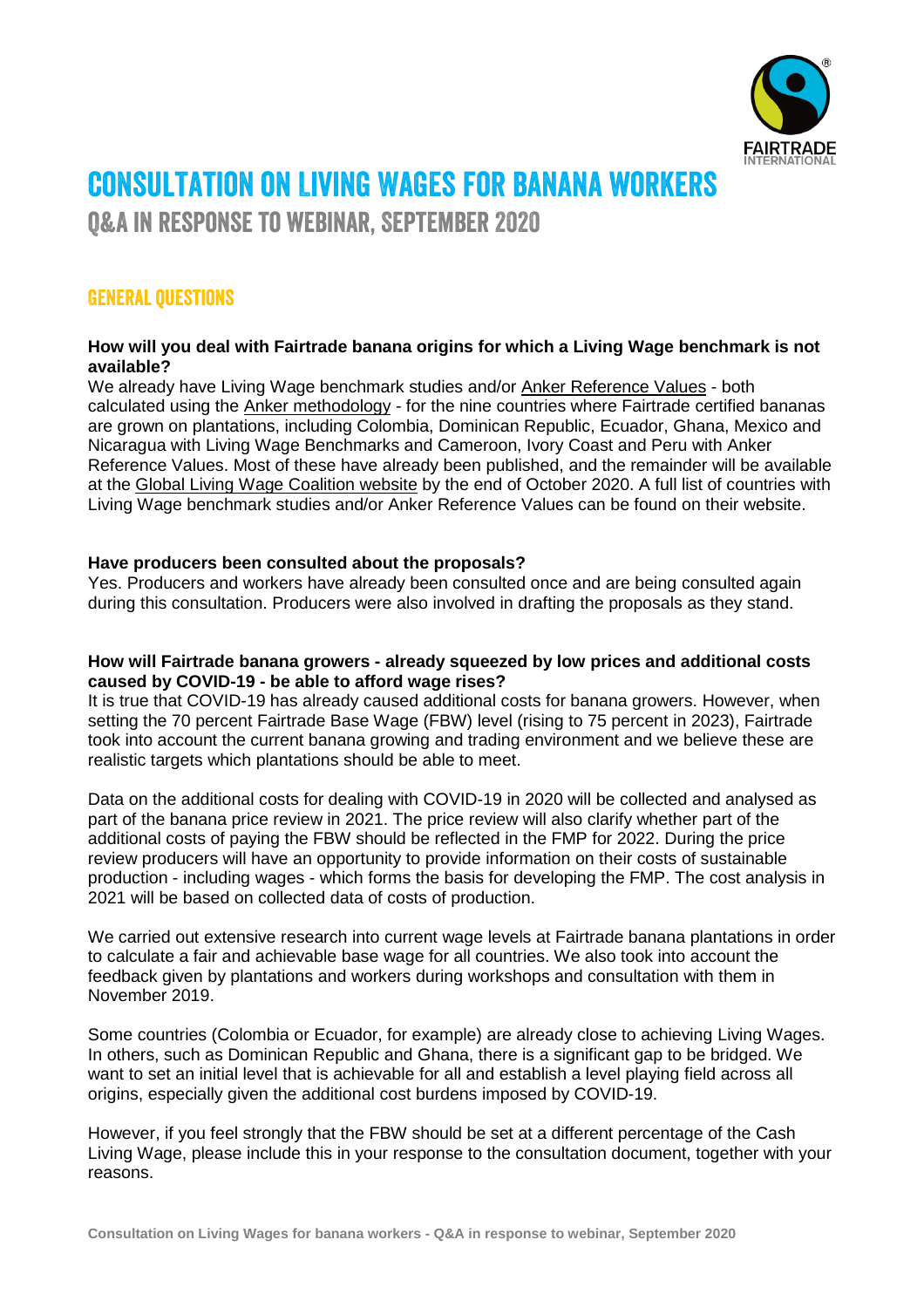# CONSULTATION ON LIVING WAGES FOR BANANA WORKERS

## Q&A IN RESPONSE TO WEBINAR, SEPTEMBER 2020

### GENERAL QUESTIONS

**How will you deal with Fairtrade banana origins for which a Living Wage benchmark is not available?**

We already have Living Wage benchmark studies and/or Anker Reference Values - both calculated using the Anker methodology - for the nine countries where Fairtrade certified bananas are grown on plantations, including Colombia, Dominican Republic, Ecuador, Ghana, Mexico and Nicaragua with Living Wage Benchmarks and Cameroon, Ivory Coast and Peru with Anker Reference Values. Most of these have already been published, and the remainder will be available at the Global Living Wage Coalition website by the end of October 2020. A full list of countries with Living Wage benchmark studies and/or Anker Reference Values can be found on their website.

**Have producers been consulted about the proposals?**

Yes. Producers and workers have already been consulted once and are being consulted again during this consultation. Producers were also involved in drafting the proposals as they stand.

**How will Fairtrade banana growers - already squeezed by low prices and additional costs caused by COVID-19 - be able to afford wage rises?**

It is true that COVID-19 has already caused additional costs for banana growers. However, when setting the 70 percent Fairtrade Base Wage (FBW) level (rising to 75 percent in 2023), Fairtrade took into account the current banana growing and trading environment and we believe these are realistic targets which plantations should be able to meet.

Data on the additional costs for dealing with COVID-19 in 2020 will be collected and analysed as part of the banana price review in 2021. The price review will also clarify whether part of the additional costs of paying the FBW should be reflected in the FMP for 2022. During the price review producers will have an opportunity to provide information on their costs of sustainable production - including wages - which forms the basis for developing the FMP. The cost analysis in 2021 will be based on collected data of costs of production.

We carried out extensive research into current wage levels at Fairtrade banana plantations in order to calculate a fair and achievable base wage for all countries. We also took into account the feedback given by plantations and workers during workshops and consultation with them in November 2019.

Some countries (Colombia or Ecuador, for example) are already close to achieving Living Wages. In others, such as Dominican Republic and Ghana, there is a significant gap to be bridged. We want to set an initial level that is achievable for all and establish a level playing field across all origins, especially given the additional cost burdens imposed by COVID-19.

However, if you feel strongly that the FBW should be set at a different percentage of the Cash Living Wage, please include this in your response to the consultation document, together with your reasons.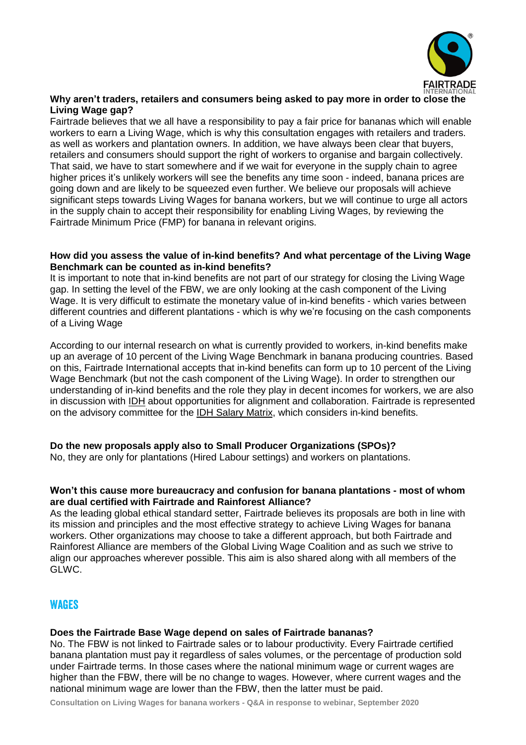**Why aren't traders, retailers and consumers being asked to pay more in order to close the Living Wage gap?**

Fairtrade believes that we all have a responsibility to pay a fair price for bananas which will enable workers to earn a Living Wage, which is why this consultation engages with retailers and traders. as well as workers and plantation owners. In addition, we have always been clear that buyers, retailers and consumers should support the right of workers to organise and bargain collectively. That said, we have to start somewhere and if we wait for everyone in the supply chain to agree higher prices it's unlikely workers will see the benefits any time soon - indeed, banana prices are going down and are likely to be squeezed even further. We believe our proposals will achieve significant steps towards Living Wages for banana workers, but we will continue to urge all actors in the supply chain to accept their responsibility for enabling Living Wages, by reviewing the Fairtrade Minimum Price (FMP) for banana in relevant origins.

**How did you assess the value of in-kind benefits? And what percentage of the Living Wage Benchmark can be counted as in-kind benefits?**

It is important to note that in-kind benefits are not part of our strategy for closing the Living Wage gap. In setting the level of the FBW, we are only looking at the cash component of the Living Wage. It is very difficult to estimate the monetary value of in-kind benefits - which varies between different countries and different plantations - which is why we're focusing on the cash components of a Living Wage

According to our internal research on what is currently provided to workers, in-kind benefits make up an average of 10 percent of the Living Wage Benchmark in banana producing countries. Based on this, Fairtrade International accepts that in-kind benefits can form up to 10 percent of the Living Wage Benchmark (but not the cash component of the Living Wage). In order to strengthen our understanding of in-kind benefits and the role they play in decent incomes for workers, we are also in discussion with IDH about opportunities for alignment and collaboration. Fairtrade is represented on the advisory committee for the IDH Salary Matrix, which considers in-kind benefits.

**Do the new proposals apply also to Small Producer Organizations (SPOs)?**

No, they are only for plantations (Hired Labour settings) and workers on plantations.

**Won't this cause more bureaucracy and confusion for banana plantations - most of whom are dual certified with Fairtrade and Rainforest Alliance?**

As the leading global ethical standard setter, Fairtrade believes its proposals are both in line with its mission and principles and the most effective strategy to achieve Living Wages for banana workers. Other organizations may choose to take a different approach, but both Fairtrade and Rainforest Alliance are members of the Global Living Wage Coalition and as such we strive to align our approaches wherever possible. This aim is also shared along with all members of the GLWC.

## WAGES

**Does the Fairtrade Base Wage depend on sales of Fairtrade bananas?**

No. The FBW is not linked to Fairtrade sales or to labour productivity. Every Fairtrade certified banana plantation must pay it regardless of sales volumes, or the percentage of production sold under Fairtrade terms. In those cases where the national minimum wage or current wages are higher than the FBW, there will be no change to wages. However, where current wages and the national minimum wage are lower than the FBW, then the latter must be paid.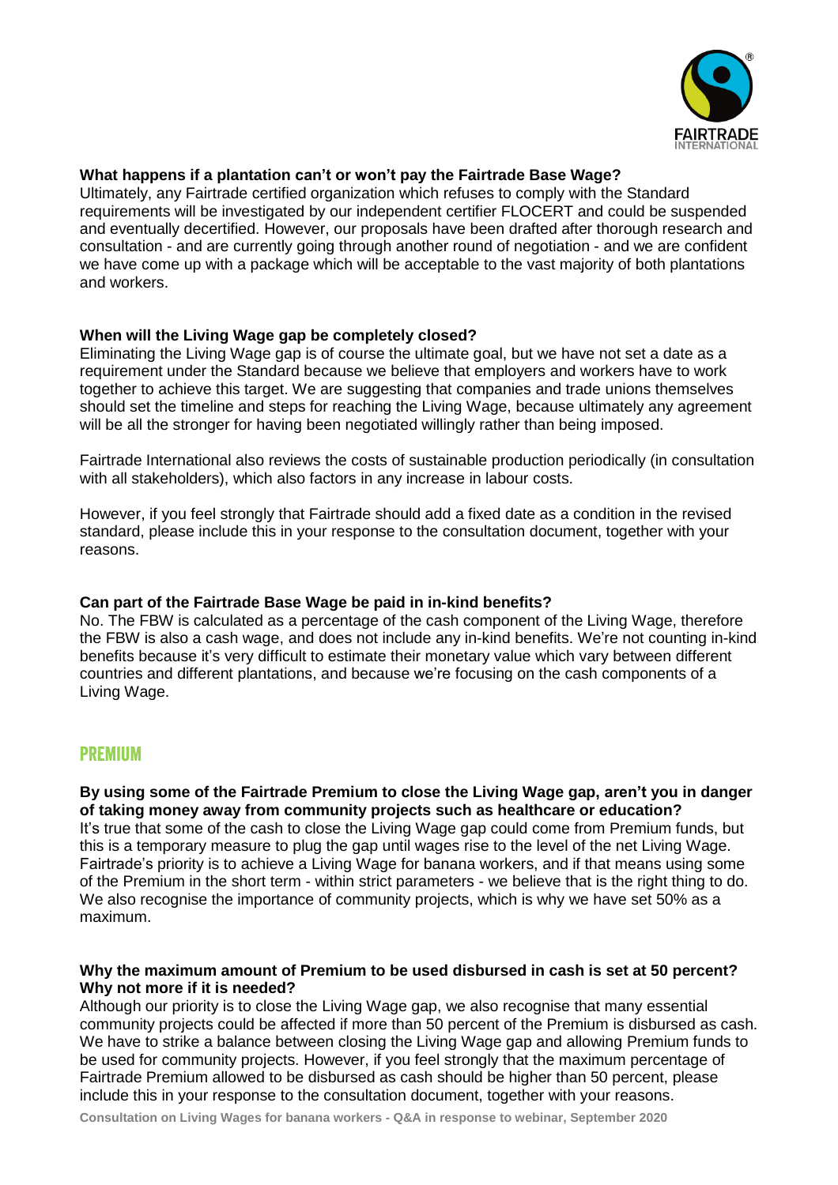**What happens if a plantation can't or won't pay the Fairtrade Base Wage?**
Ultimately, any Fairtrade certified organization which refuses to comply with the Standard requirements will be investigated by our independent certifier FLOCERT and could be suspended and eventually decertified. However, our proposals have been drafted after thorough research and consultation - and are currently going through another round of negotiation - and we are confident we have come up with a package which will be acceptable to the vast majority of both plantations and workers.

**When will the Living Wage gap be completely closed?**
Eliminating the Living Wage gap is of course the ultimate goal, but we have not set a date as a requirement under the Standard because we believe that employers and workers have to work together to achieve this target. We are suggesting that companies and trade unions themselves should set the timeline and steps for reaching the Living Wage, because ultimately any agreement will be all the stronger for having been negotiated willingly rather than being imposed.

Fairtrade International also reviews the costs of sustainable production periodically (in consultation with all stakeholders), which also factors in any increase in labour costs.

However, if you feel strongly that Fairtrade should add a fixed date as a condition in the revised standard, please include this in your response to the consultation document, together with your reasons.

**Can part of the Fairtrade Base Wage be paid in in-kind benefits?**
No. The FBW is calculated as a percentage of the cash component of the Living Wage, therefore the FBW is also a cash wage, and does not include any in-kind benefits. We're not counting in-kind benefits because it's very difficult to estimate their monetary value which vary between different countries and different plantations, and because we're focusing on the cash components of a Living Wage.

## PREMIUM

**By using some of the Fairtrade Premium to close the Living Wage gap, aren't you in danger of taking money away from community projects such as healthcare or education?**
It's true that some of the cash to close the Living Wage gap could come from Premium funds, but this is a temporary measure to plug the gap until wages rise to the level of the net Living Wage. Fairtrade's priority is to achieve a Living Wage for banana workers, and if that means using some of the Premium in the short term - within strict parameters - we believe that is the right thing to do. We also recognise the importance of community projects, which is why we have set 50% as a maximum.

**Why the maximum amount of Premium to be used disbursed in cash is set at 50 percent? Why not more if it is needed?**
Although our priority is to close the Living Wage gap, we also recognise that many essential community projects could be affected if more than 50 percent of the Premium is disbursed as cash. We have to strike a balance between closing the Living Wage gap and allowing Premium funds to be used for community projects. However, if you feel strongly that the maximum percentage of Fairtrade Premium allowed to be disbursed as cash should be higher than 50 percent, please include this in your response to the consultation document, together with your reasons.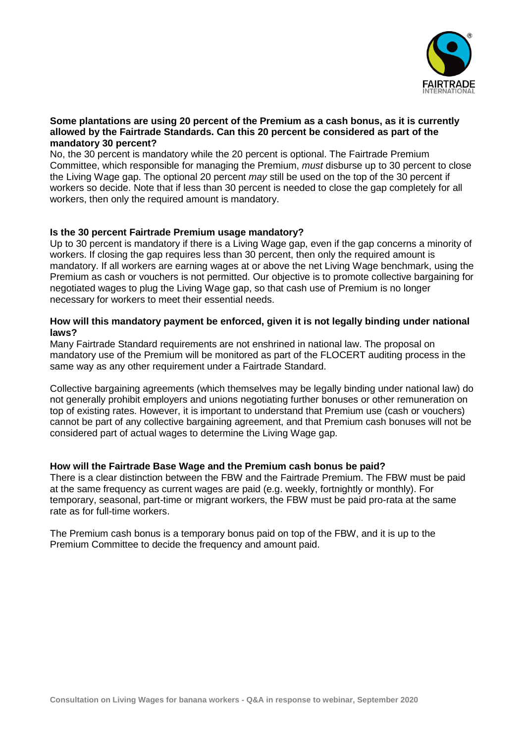**Some plantations are using 20 percent of the Premium as a cash bonus, as it is currently allowed by the Fairtrade Standards. Can this 20 percent be considered as part of the mandatory 30 percent?**

No, the 30 percent is mandatory while the 20 percent is optional. The Fairtrade Premium Committee, which responsible for managing the Premium, *must* disburse up to 30 percent to close the Living Wage gap. The optional 20 percent *may* still be used on the top of the 30 percent if workers so decide. Note that if less than 30 percent is needed to close the gap completely for all workers, then only the required amount is mandatory.

**Is the 30 percent Fairtrade Premium usage mandatory?**

Up to 30 percent is mandatory if there is a Living Wage gap, even if the gap concerns a minority of workers. If closing the gap requires less than 30 percent, then only the required amount is mandatory. If all workers are earning wages at or above the net Living Wage benchmark, using the Premium as cash or vouchers is not permitted. Our objective is to promote collective bargaining for negotiated wages to plug the Living Wage gap, so that cash use of Premium is no longer necessary for workers to meet their essential needs.

**How will this mandatory payment be enforced, given it is not legally binding under national laws?**

Many Fairtrade Standard requirements are not enshrined in national law. The proposal on mandatory use of the Premium will be monitored as part of the FLOCERT auditing process in the same way as any other requirement under a Fairtrade Standard.

Collective bargaining agreements (which themselves may be legally binding under national law) do not generally prohibit employers and unions negotiating further bonuses or other remuneration on top of existing rates. However, it is important to understand that Premium use (cash or vouchers) cannot be part of any collective bargaining agreement, and that Premium cash bonuses will not be considered part of actual wages to determine the Living Wage gap.

**How will the Fairtrade Base Wage and the Premium cash bonus be paid?**

There is a clear distinction between the FBW and the Fairtrade Premium. The FBW must be paid at the same frequency as current wages are paid (e.g. weekly, fortnightly or monthly). For temporary, seasonal, part-time or migrant workers, the FBW must be paid pro-rata at the same rate as for full-time workers.

The Premium cash bonus is a temporary bonus paid on top of the FBW, and it is up to the Premium Committee to decide the frequency and amount paid.